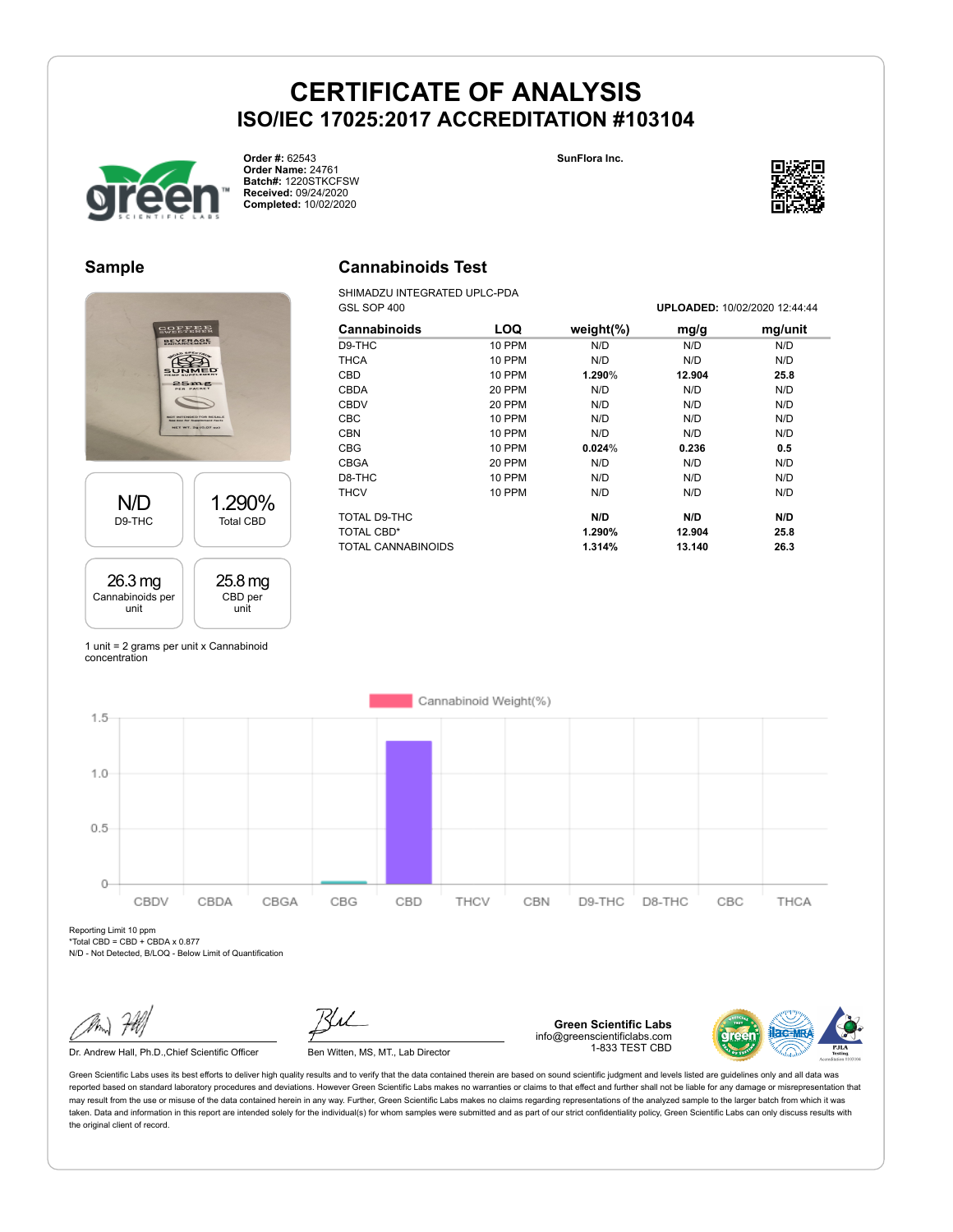# CERTIFICATE OF ANALYSIS

## ISO/IEC 17025:2017 ACCREDITATION #103104

**Order #:** 62543
**Order Name:** 24761
**Batch#:** 1220STKCFSW
**Received:** 09/24/2020
**Completed:** 10/02/2020

**SunFlora Inc.**

## Sample

| N/D | 1.290% |
|---|---|
| D9-THC | Total CBD |
| **26.3 mg** | **25.8 mg** |
| Cannabinoids per unit | CBD per unit |

1 unit = 2 grams per unit x Cannabinoid concentration

## Cannabinoids Test

SHIMADZU INTEGRATED UPLC-PDA
GSL SOP 400

**UPLOADED:** 10/02/2020 12:44:44

| Cannabinoids | LOQ | weight(%) | mg/g | mg/unit |
|---|---|---|---|---|
| D9-THC | 10 PPM | N/D | N/D | N/D |
| THCA | 10 PPM | N/D | N/D | N/D |
| CBD | 10 PPM | **1.290%** | **12.904** | **25.8** |
| CBDA | 20 PPM | N/D | N/D | N/D |
| CBDV | 20 PPM | N/D | N/D | N/D |
| CBC | 10 PPM | N/D | N/D | N/D |
| CBN | 10 PPM | N/D | N/D | N/D |
| CBG | 10 PPM | **0.024%** | **0.236** | **0.5** |
| CBGA | 20 PPM | N/D | N/D | N/D |
| D8-THC | 10 PPM | N/D | N/D | N/D |
| THCV | 10 PPM | N/D | N/D | N/D |
| TOTAL D9-THC | | **N/D** | **N/D** | **N/D** |
| TOTAL CBD* | | **1.290%** | **12.904** | **25.8** |
| TOTAL CANNABINOIDS | | **1.314%** | **13.140** | **26.3** |

Cannabinoid Weight(%)

Reporting Limit 10 ppm
*Total CBD = CBD + CBDA x 0.877
N/D - Not Detected, B/LOQ - Below Limit of Quantification

Dr. Andrew Hall, Ph.D.,Chief Scientific Officer

Ben Witten, MS, MT., Lab Director

**Green Scientific Labs**
info@greenscientificlabs.com
1-833 TEST CBD

Green Scientific Labs uses its best efforts to deliver high quality results and to verify that the data contained therein are based on sound scientific judgment and levels listed are guidelines only and all data was reported based on standard laboratory procedures and deviations. However Green Scientific Labs makes no warranties or claims to that effect and further shall not be liable for any damage or misrepresentation that may result from the use or misuse of the data contained herein in any way. Further, Green Scientific Labs makes no claims regarding representations of the analyzed sample to the larger batch from which it was taken. Data and information in this report are intended solely for the individual(s) for whom samples were submitted and as part of our strict confidentiality policy, Green Scientific Labs can only discuss results with the original client of record.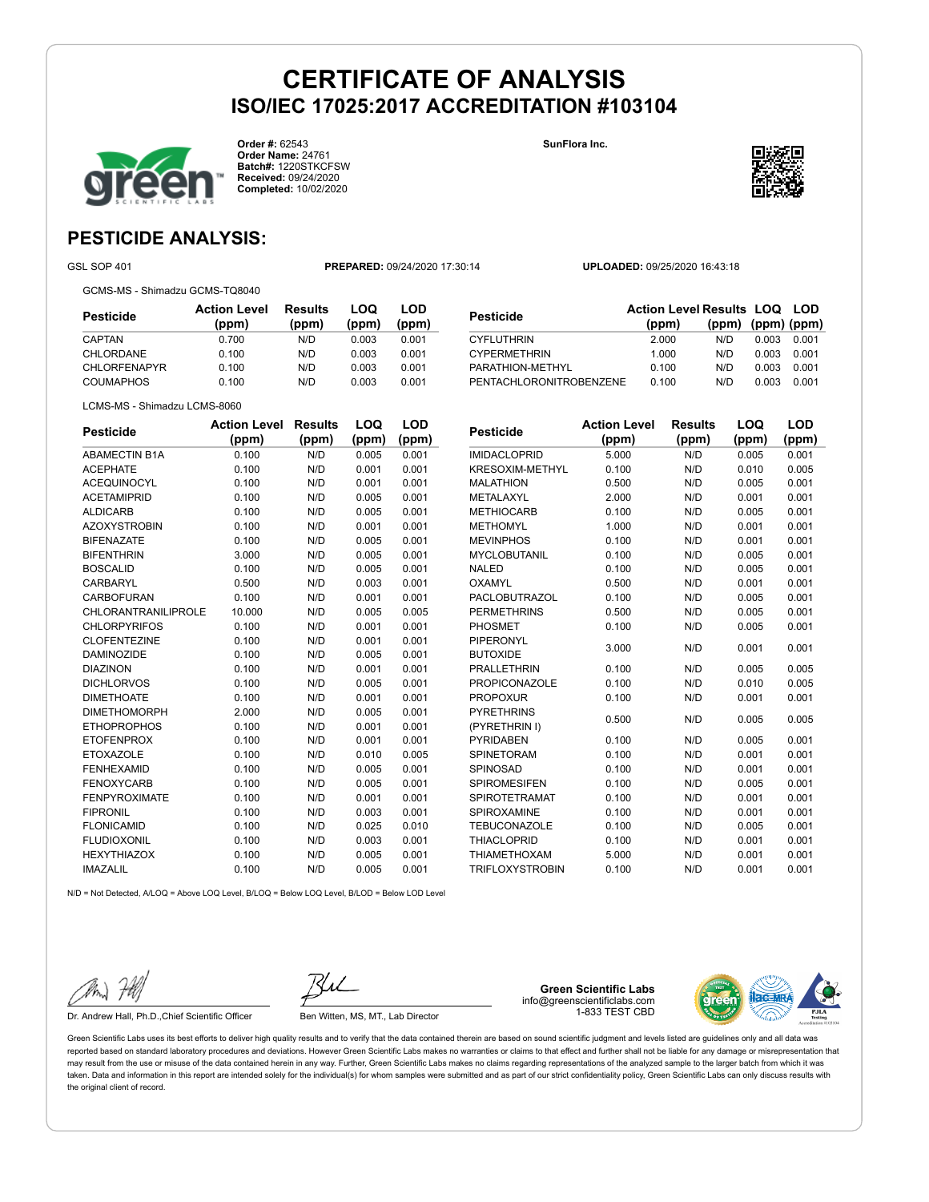# CERTIFICATE OF ANALYSIS
## ISO/IEC 17025:2017 ACCREDITATION #103104

**Order #:** 62543
**Order Name:** 24761
**Batch#:** 1220STKCFSW
**Received:** 09/24/2020
**Completed:** 10/02/2020

**SunFlora Inc.**

## PESTICIDE ANALYSIS:

GSL SOP 401 **PREPARED:** 09/24/2020 17:30:14 **UPLOADED:** 09/25/2020 16:43:18

GCMS-MS - Shimadzu GCMS-TQ8040

| Pesticide | Action Level (ppm) | Results (ppm) | LOQ (ppm) | LOD (ppm) |
|---|---|---|---|---|
| CAPTAN | 0.700 | N/D | 0.003 | 0.001 |
| CHLORDANE | 0.100 | N/D | 0.003 | 0.001 |
| CHLORFENAPYR | 0.100 | N/D | 0.003 | 0.001 |
| COUMAPHOS | 0.100 | N/D | 0.003 | 0.001 |
| CYFLUTHRIN | 2.000 | N/D | 0.003 | 0.001 |
| CYPERMETHRIN | 1.000 | N/D | 0.003 | 0.001 |
| PARATHION-METHYL | 0.100 | N/D | 0.003 | 0.001 |
| PENTACHLORONITROBENZENE | 0.100 | N/D | 0.003 | 0.001 |

LCMS-MS - Shimadzu LCMS-8060

| Pesticide | Action Level (ppm) | Results (ppm) | LOQ (ppm) | LOD (ppm) |
|---|---|---|---|---|
| ABAMECTIN B1A | 0.100 | N/D | 0.005 | 0.001 |
| ACEPHATE | 0.100 | N/D | 0.001 | 0.001 |
| ACEQUINOCYL | 0.100 | N/D | 0.001 | 0.001 |
| ACETAMIPRID | 0.100 | N/D | 0.005 | 0.001 |
| ALDICARB | 0.100 | N/D | 0.005 | 0.001 |
| AZOXYSTROBIN | 0.100 | N/D | 0.001 | 0.001 |
| BIFENAZATE | 0.100 | N/D | 0.005 | 0.001 |
| BIFENTHRIN | 3.000 | N/D | 0.005 | 0.001 |
| BOSCALID | 0.100 | N/D | 0.005 | 0.001 |
| CARBARYL | 0.500 | N/D | 0.003 | 0.001 |
| CARBOFURAN | 0.100 | N/D | 0.001 | 0.001 |
| CHLORANTRANILIPROLE | 10.000 | N/D | 0.005 | 0.005 |
| CHLORPYRIFOS | 0.100 | N/D | 0.001 | 0.001 |
| CLOFENTEZINE | 0.100 | N/D | 0.001 | 0.001 |
| DAMINOZIDE | 0.100 | N/D | 0.005 | 0.001 |
| DIAZINON | 0.100 | N/D | 0.001 | 0.001 |
| DICHLORVOS | 0.100 | N/D | 0.005 | 0.001 |
| DIMETHOATE | 0.100 | N/D | 0.001 | 0.001 |
| DIMETHOMORPH | 2.000 | N/D | 0.005 | 0.001 |
| ETHOPROPHOS | 0.100 | N/D | 0.001 | 0.001 |
| ETOFENPROX | 0.100 | N/D | 0.001 | 0.001 |
| ETOXAZOLE | 0.100 | N/D | 0.010 | 0.005 |
| FENHEXAMID | 0.100 | N/D | 0.005 | 0.001 |
| FENOXYCARB | 0.100 | N/D | 0.005 | 0.001 |
| FENPYROXIMATE | 0.100 | N/D | 0.001 | 0.001 |
| FIPRONIL | 0.100 | N/D | 0.003 | 0.001 |
| FLONICAMID | 0.100 | N/D | 0.025 | 0.010 |
| FLUDIOXONIL | 0.100 | N/D | 0.003 | 0.001 |
| HEXYTHIAZOX | 0.100 | N/D | 0.005 | 0.001 |
| IMAZALIL | 0.100 | N/D | 0.005 | 0.001 |
| IMIDACLOPRID | 5.000 | N/D | 0.005 | 0.001 |
| KRESOXIM-METHYL | 0.100 | N/D | 0.010 | 0.005 |
| MALATHION | 0.500 | N/D | 0.005 | 0.001 |
| METALAXYL | 2.000 | N/D | 0.001 | 0.001 |
| METHIOCARB | 0.100 | N/D | 0.005 | 0.001 |
| METHOMYL | 1.000 | N/D | 0.001 | 0.001 |
| MEVINPHOS | 0.100 | N/D | 0.001 | 0.001 |
| MYCLOBUTANIL | 0.100 | N/D | 0.005 | 0.001 |
| NALED | 0.100 | N/D | 0.005 | 0.001 |
| OXAMYL | 0.500 | N/D | 0.001 | 0.001 |
| PACLOBUTRAZOL | 0.100 | N/D | 0.005 | 0.001 |
| PERMETHRINS | 0.500 | N/D | 0.005 | 0.001 |
| PHOSMET | 0.100 | N/D | 0.005 | 0.001 |
| PIPERONYL BUTOXIDE | 3.000 | N/D | 0.001 | 0.001 |
| PRALLETHRIN | 0.100 | N/D | 0.005 | 0.005 |
| PROPICONAZOLE | 0.100 | N/D | 0.010 | 0.005 |
| PROPOXUR | 0.100 | N/D | 0.001 | 0.001 |
| PYRETHRINS (PYRETHRIN I) | 0.500 | N/D | 0.005 | 0.005 |
| PYRIDABEN | 0.100 | N/D | 0.005 | 0.001 |
| SPINETORAM | 0.100 | N/D | 0.001 | 0.001 |
| SPINOSAD | 0.100 | N/D | 0.001 | 0.001 |
| SPIROMESIFEN | 0.100 | N/D | 0.005 | 0.001 |
| SPIROTETRAMAT | 0.100 | N/D | 0.001 | 0.001 |
| SPIROXAMINE | 0.100 | N/D | 0.001 | 0.001 |
| TEBUCONAZOLE | 0.100 | N/D | 0.005 | 0.001 |
| THIACLOPRID | 0.100 | N/D | 0.001 | 0.001 |
| THIAMETHOXAM | 5.000 | N/D | 0.001 | 0.001 |
| TRIFLOXYSTROBIN | 0.100 | N/D | 0.001 | 0.001 |

N/D = Not Detected, A/LOQ = Above LOQ Level, B/LOQ = Below LOQ Level, B/LOD = Below LOD Level

Dr. Andrew Hall, Ph.D.,Chief Scientific Officer

Ben Witten, MS, MT., Lab Director

**Green Scientific Labs**
info@greenscientificlabs.com
1-833 TEST CBD

Green Scientific Labs uses its best efforts to deliver high quality results and to verify that the data contained therein are based on sound scientific judgment and levels listed are guidelines only and all data was reported based on standard laboratory procedures and deviations. However Green Scientific Labs makes no warranties or claims to that effect and further shall not be liable for any damage or misrepresentation that may result from the use or misuse of the data contained herein in any way. Further, Green Scientific Labs makes no claims regarding representations of the analyzed sample to the larger batch from which it was taken. Data and information in this report are intended solely for the individual(s) for whom samples were submitted and as part of our strict confidentiality policy, Green Scientific Labs can only discuss results with the original client of record.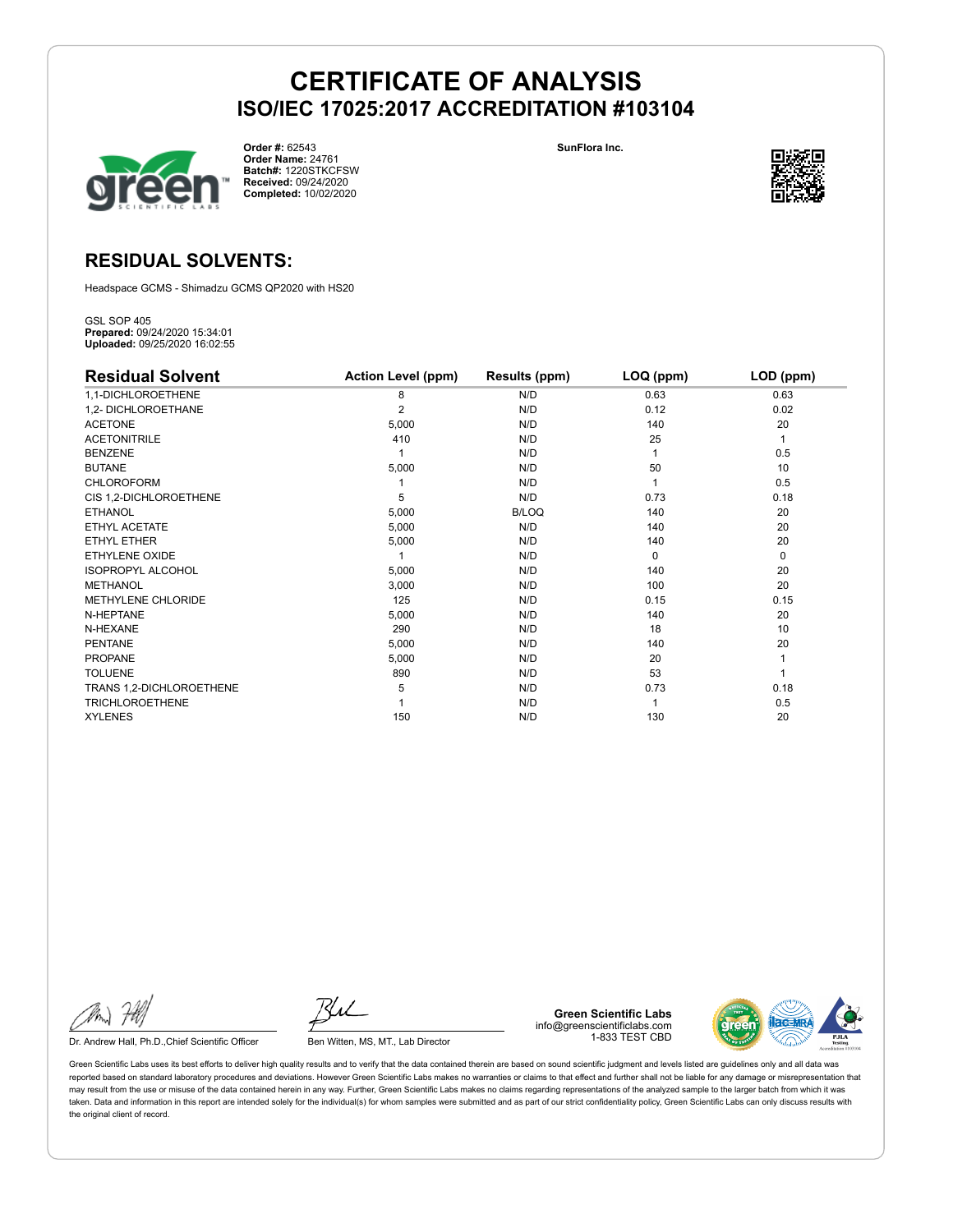# CERTIFICATE OF ANALYSIS

## ISO/IEC 17025:2017 ACCREDITATION #103104

**Order #:** 62543
**Order Name:** 24761
**Batch#:** 1220STKCFSW
**Received:** 09/24/2020
**Completed:** 10/02/2020

**SunFlora Inc.**

## RESIDUAL SOLVENTS:

Headspace GCMS - Shimadzu GCMS QP2020 with HS20

GSL SOP 405
**Prepared:** 09/24/2020 15:34:01
**Uploaded:** 09/25/2020 16:02:55

| Residual Solvent | Action Level (ppm) | Results (ppm) | LOQ (ppm) | LOD (ppm) |
|---|---|---|---|---|
| 1,1-DICHLOROETHENE | 8 | N/D | 0.63 | 0.63 |
| 1,2- DICHLOROETHANE | 2 | N/D | 0.12 | 0.02 |
| ACETONE | 5,000 | N/D | 140 | 20 |
| ACETONITRILE | 410 | N/D | 25 | 1 |
| BENZENE | 1 | N/D | 1 | 0.5 |
| BUTANE | 5,000 | N/D | 50 | 10 |
| CHLOROFORM | 1 | N/D | 1 | 0.5 |
| CIS 1,2-DICHLOROETHENE | 5 | N/D | 0.73 | 0.18 |
| ETHANOL | 5,000 | B/LOQ | 140 | 20 |
| ETHYL ACETATE | 5,000 | N/D | 140 | 20 |
| ETHYL ETHER | 5,000 | N/D | 140 | 20 |
| ETHYLENE OXIDE | 1 | N/D | 0 | 0 |
| ISOPROPYL ALCOHOL | 5,000 | N/D | 140 | 20 |
| METHANOL | 3,000 | N/D | 100 | 20 |
| METHYLENE CHLORIDE | 125 | N/D | 0.15 | 0.15 |
| N-HEPTANE | 5,000 | N/D | 140 | 20 |
| N-HEXANE | 290 | N/D | 18 | 10 |
| PENTANE | 5,000 | N/D | 140 | 20 |
| PROPANE | 5,000 | N/D | 20 | 1 |
| TOLUENE | 890 | N/D | 53 | 1 |
| TRANS 1,2-DICHLOROETHENE | 5 | N/D | 0.73 | 0.18 |
| TRICHLOROETHENE | 1 | N/D | 1 | 0.5 |
| XYLENES | 150 | N/D | 130 | 20 |

Dr. Andrew Hall, Ph.D.,Chief Scientific Officer

Ben Witten, MS, MT., Lab Director

**Green Scientific Labs**
info@greenscientificlabs.com
1-833 TEST CBD

Green Scientific Labs uses its best efforts to deliver high quality results and to verify that the data contained therein are based on sound scientific judgment and levels listed are guidelines only and all data was reported based on standard laboratory procedures and deviations. However Green Scientific Labs makes no warranties or claims to that effect and further shall not be liable for any damage or misrepresentation that may result from the use or misuse of the data contained herein in any way. Further, Green Scientific Labs makes no claims regarding representations of the analyzed sample to the larger batch from which it was taken. Data and information in this report are intended solely for the individual(s) for whom samples were submitted and as part of our strict confidentiality policy, Green Scientific Labs can only discuss results with the original client of record.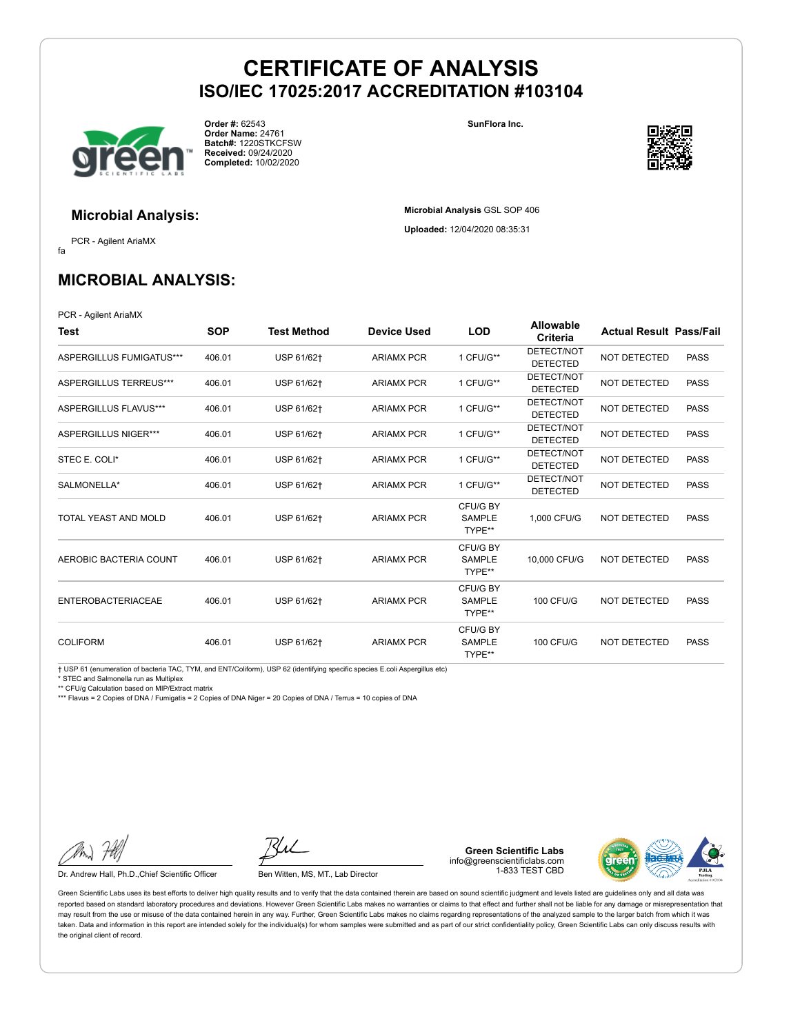# CERTIFICATE OF ANALYSIS
## ISO/IEC 17025:2017 ACCREDITATION #103104

**Order #:** 62543
**Order Name:** 24761
**Batch#:** 1220STKCFSW
**Received:** 09/24/2020
**Completed:** 10/02/2020

**SunFlora Inc.**

### Microbial Analysis:

PCR - Agilent AriaMX
fa

**Microbial Analysis** GSL SOP 406

**Uploaded:** 12/04/2020 08:35:31

## MICROBIAL ANALYSIS:

PCR - Agilent AriaMX

| Test | SOP | Test Method | Device Used | LOD | Allowable Criteria | Actual Result | Pass/Fail |
|---|---|---|---|---|---|---|---|
| ASPERGILLUS FUMIGATUS*** | 406.01 | USP 61/62† | ARIAMX PCR | 1 CFU/G** | DETECT/NOT DETECTED | NOT DETECTED | PASS |
| ASPERGILLUS TERREUS*** | 406.01 | USP 61/62† | ARIAMX PCR | 1 CFU/G** | DETECT/NOT DETECTED | NOT DETECTED | PASS |
| ASPERGILLUS FLAVUS*** | 406.01 | USP 61/62† | ARIAMX PCR | 1 CFU/G** | DETECT/NOT DETECTED | NOT DETECTED | PASS |
| ASPERGILLUS NIGER*** | 406.01 | USP 61/62† | ARIAMX PCR | 1 CFU/G** | DETECT/NOT DETECTED | NOT DETECTED | PASS |
| STEC E. COLI* | 406.01 | USP 61/62† | ARIAMX PCR | 1 CFU/G** | DETECT/NOT DETECTED | NOT DETECTED | PASS |
| SALMONELLA* | 406.01 | USP 61/62† | ARIAMX PCR | 1 CFU/G** | DETECT/NOT DETECTED | NOT DETECTED | PASS |
| TOTAL YEAST AND MOLD | 406.01 | USP 61/62† | ARIAMX PCR | CFU/G BY SAMPLE TYPE** | 1,000 CFU/G | NOT DETECTED | PASS |
| AEROBIC BACTERIA COUNT | 406.01 | USP 61/62† | ARIAMX PCR | CFU/G BY SAMPLE TYPE** | 10,000 CFU/G | NOT DETECTED | PASS |
| ENTEROBACTERIACEAE | 406.01 | USP 61/62† | ARIAMX PCR | CFU/G BY SAMPLE TYPE** | 100 CFU/G | NOT DETECTED | PASS |
| COLIFORM | 406.01 | USP 61/62† | ARIAMX PCR | CFU/G BY SAMPLE TYPE** | 100 CFU/G | NOT DETECTED | PASS |

† USP 61 (enumeration of bacteria TAC, TYM, and ENT/Coliform), USP 62 (identifying specific species E.coli Aspergillus etc)
* STEC and Salmonella run as Multiplex
** CFU/g Calculation based on MIP/Extract matrix
*** Flavus = 2 Copies of DNA / Fumigatis = 2 Copies of DNA Niger = 20 Copies of DNA / Terrus = 10 copies of DNA

Dr. Andrew Hall, Ph.D.,Chief Scientific Officer

Ben Witten, MS, MT., Lab Director

**Green Scientific Labs**
info@greenscientificlabs.com
1-833 TEST CBD

Green Scientific Labs uses its best efforts to deliver high quality results and to verify that the data contained therein are based on sound scientific judgment and levels listed are guidelines only and all data was reported based on standard laboratory procedures and deviations. However Green Scientific Labs makes no warranties or claims to that effect and further shall not be liable for any damage or misrepresentation that may result from the use or misuse of the data contained herein in any way. Further, Green Scientific Labs makes no claims regarding representations of the analyzed sample to the larger batch from which it was taken. Data and information in this report are intended solely for the individual(s) for whom samples were submitted and as part of our strict confidentiality policy, Green Scientific Labs can only discuss results with the original client of record.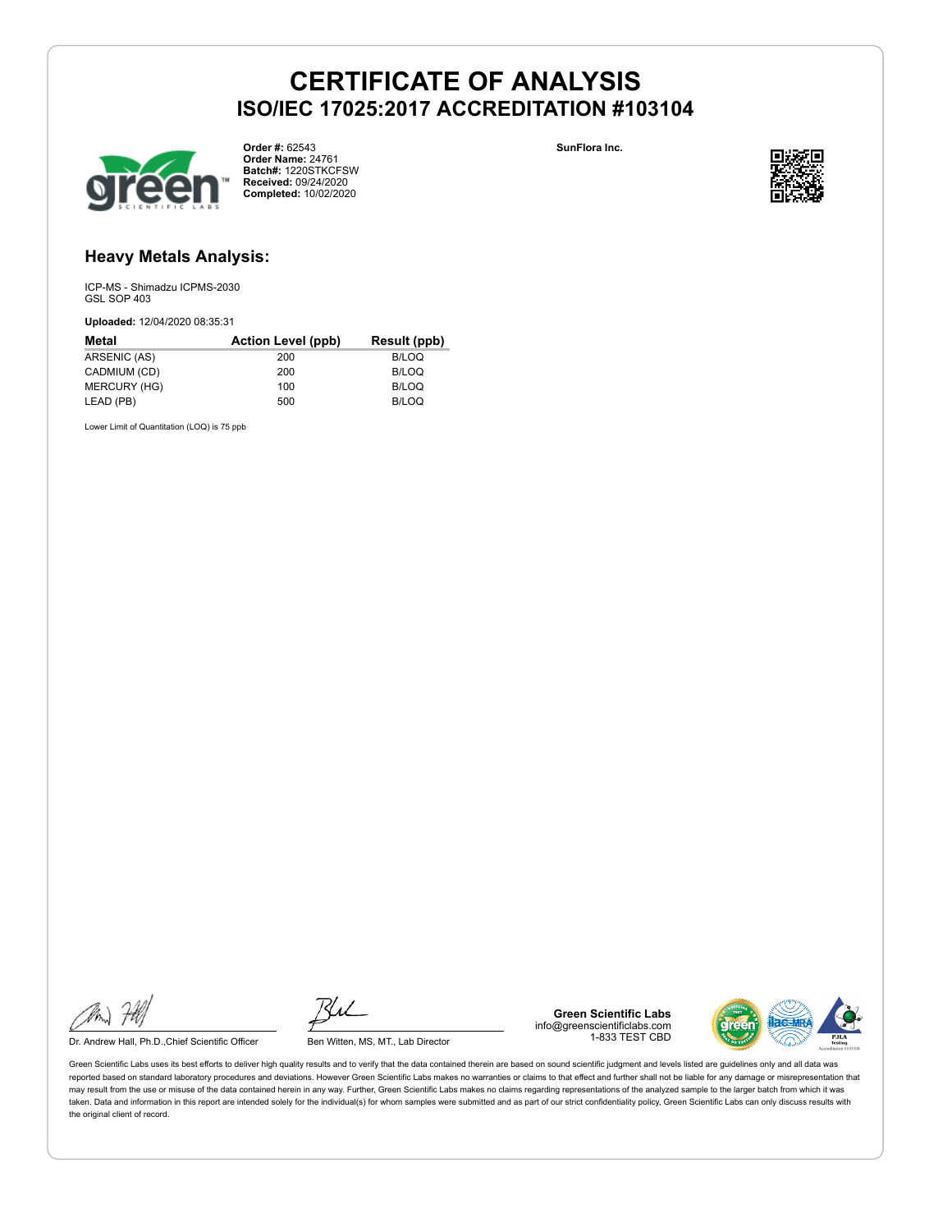# CERTIFICATE OF ANALYSIS
## ISO/IEC 17025:2017 ACCREDITATION #103104

**Order #:** 62543
**Order Name:** 24761
**Batch#:** 1220STKCFSW
**Received:** 09/24/2020
**Completed:** 10/02/2020

**SunFlora Inc.**

### Heavy Metals Analysis:

ICP-MS - Shimadzu ICPMS-2030
GSL SOP 403

**Uploaded:** 12/04/2020 08:35:31

| Metal | Action Level (ppb) | Result (ppb) |
|---|---|---|
| ARSENIC (AS) | 200 | B/LOQ |
| CADMIUM (CD) | 200 | B/LOQ |
| MERCURY (HG) | 100 | B/LOQ |
| LEAD (PB) | 500 | B/LOQ |

Lower Limit of Quantitation (LOQ) is 75 ppb

Dr. Andrew Hall, Ph.D.,Chief Scientific Officer

Ben Witten, MS, MT., Lab Director

**Green Scientific Labs**
info@greenscientificlabs.com
1-833 TEST CBD

Green Scientific Labs uses its best efforts to deliver high quality results and to verify that the data contained therein are based on sound scientific judgment and levels listed are guidelines only and all data was reported based on standard laboratory procedures and deviations. However Green Scientific Labs makes no warranties or claims to that effect and further shall not be liable for any damage or misrepresentation that may result from the use or misuse of the data contained herein in any way. Further, Green Scientific Labs makes no claims regarding representations of the analyzed sample to the larger batch from which it was taken. Data and information in this report are intended solely for the individual(s) for whom samples were submitted and as part of our strict confidentiality policy, Green Scientific Labs can only discuss results with the original client of record.